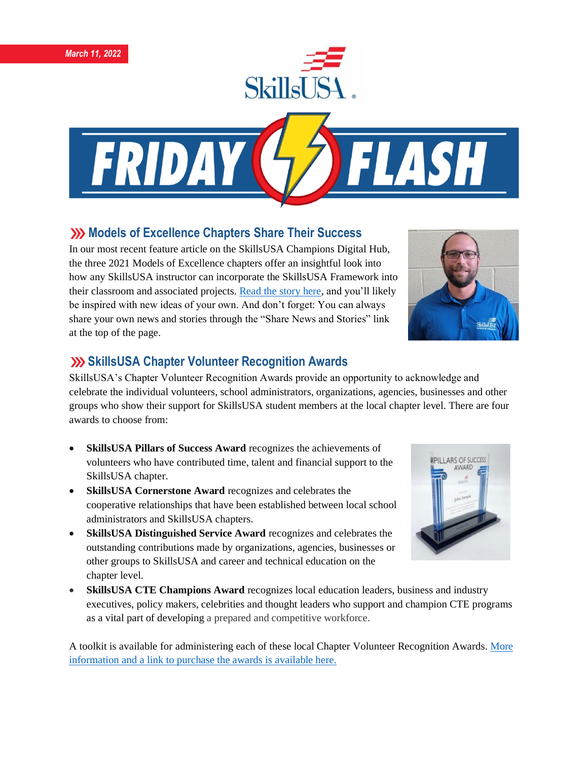March 11, 2022

# Friday Flash

## Models of Excellence Chapters Share Their Success

In our most recent feature article on the SkillsUSA Champions Digital Hub, the three 2021 Models of Excellence chapters offer an insightful look into how any SkillsUSA instructor can incorporate the SkillsUSA Framework into their classroom and associated projects. Read the story here, and you'll likely be inspired with new ideas of your own. And don't forget: You can always share your own news and stories through the "Share News and Stories" link at the top of the page.

## SkillsUSA Chapter Volunteer Recognition Awards

SkillsUSA's Chapter Volunteer Recognition Awards provide an opportunity to acknowledge and celebrate the individual volunteers, school administrators, organizations, agencies, businesses and other groups who show their support for SkillsUSA student members at the local chapter level. There are four awards to choose from:

- **SkillsUSA Pillars of Success Award** recognizes the achievements of volunteers who have contributed time, talent and financial support to the SkillsUSA chapter.
- **SkillsUSA Cornerstone Award** recognizes and celebrates the cooperative relationships that have been established between local school administrators and SkillsUSA chapters.
- **SkillsUSA Distinguished Service Award** recognizes and celebrates the outstanding contributions made by organizations, agencies, businesses or other groups to SkillsUSA and career and technical education on the chapter level.
- **SkillsUSA CTE Champions Award** recognizes local education leaders, business and industry executives, policy makers, celebrities and thought leaders who support and champion CTE programs as a vital part of developing a prepared and competitive workforce.

A toolkit is available for administering each of these local Chapter Volunteer Recognition Awards. More information and a link to purchase the awards is available here.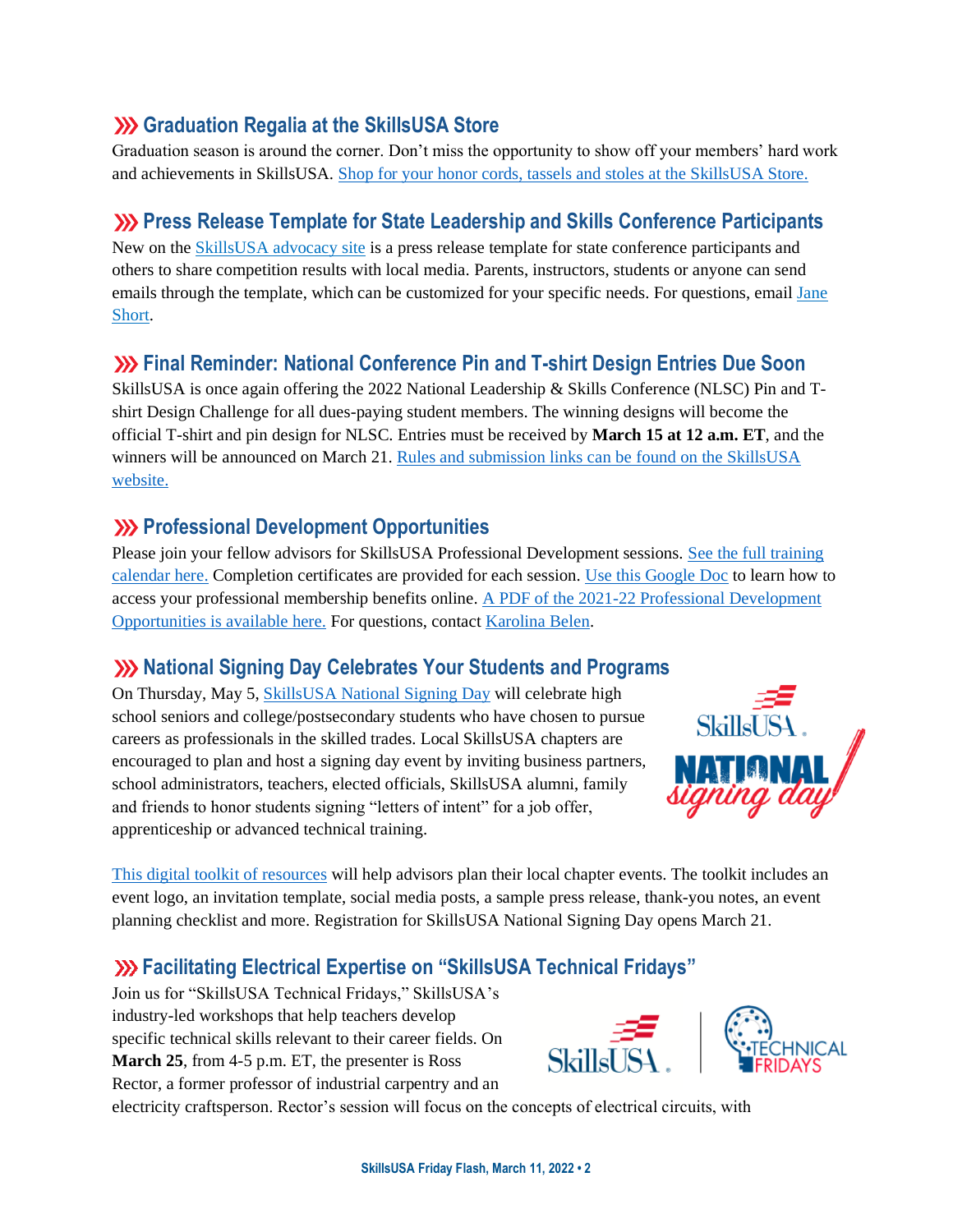## ⟫ Graduation Regalia at the SkillsUSA Store

Graduation season is around the corner. Don't miss the opportunity to show off your members' hard work and achievements in SkillsUSA. Shop for your honor cords, tassels and stoles at the SkillsUSA Store.

## ⟫ Press Release Template for State Leadership and Skills Conference Participants

New on the SkillsUSA advocacy site is a press release template for state conference participants and others to share competition results with local media. Parents, instructors, students or anyone can send emails through the template, which can be customized for your specific needs. For questions, email Jane Short.

## ⟫ Final Reminder: National Conference Pin and T-shirt Design Entries Due Soon

SkillsUSA is once again offering the 2022 National Leadership & Skills Conference (NLSC) Pin and T-shirt Design Challenge for all dues-paying student members. The winning designs will become the official T-shirt and pin design for NLSC. Entries must be received by **March 15 at 12 a.m. ET**, and the winners will be announced on March 21. Rules and submission links can be found on the SkillsUSA website.

## ⟫ Professional Development Opportunities

Please join your fellow advisors for SkillsUSA Professional Development sessions. See the full training calendar here. Completion certificates are provided for each session. Use this Google Doc to learn how to access your professional membership benefits online. A PDF of the 2021-22 Professional Development Opportunities is available here. For questions, contact Karolina Belen.

## ⟫ National Signing Day Celebrates Your Students and Programs

On Thursday, May 5, SkillsUSA National Signing Day will celebrate high school seniors and college/postsecondary students who have chosen to pursue careers as professionals in the skilled trades. Local SkillsUSA chapters are encouraged to plan and host a signing day event by inviting business partners, school administrators, teachers, elected officials, SkillsUSA alumni, family and friends to honor students signing "letters of intent" for a job offer, apprenticeship or advanced technical training.

This digital toolkit of resources will help advisors plan their local chapter events. The toolkit includes an event logo, an invitation template, social media posts, a sample press release, thank-you notes, an event planning checklist and more. Registration for SkillsUSA National Signing Day opens March 21.

## ⟫ Facilitating Electrical Expertise on "SkillsUSA Technical Fridays"

Join us for "SkillsUSA Technical Fridays," SkillsUSA's industry-led workshops that help teachers develop specific technical skills relevant to their career fields. On **March 25**, from 4-5 p.m. ET, the presenter is Ross Rector, a former professor of industrial carpentry and an electricity craftsperson. Rector's session will focus on the concepts of electrical circuits, with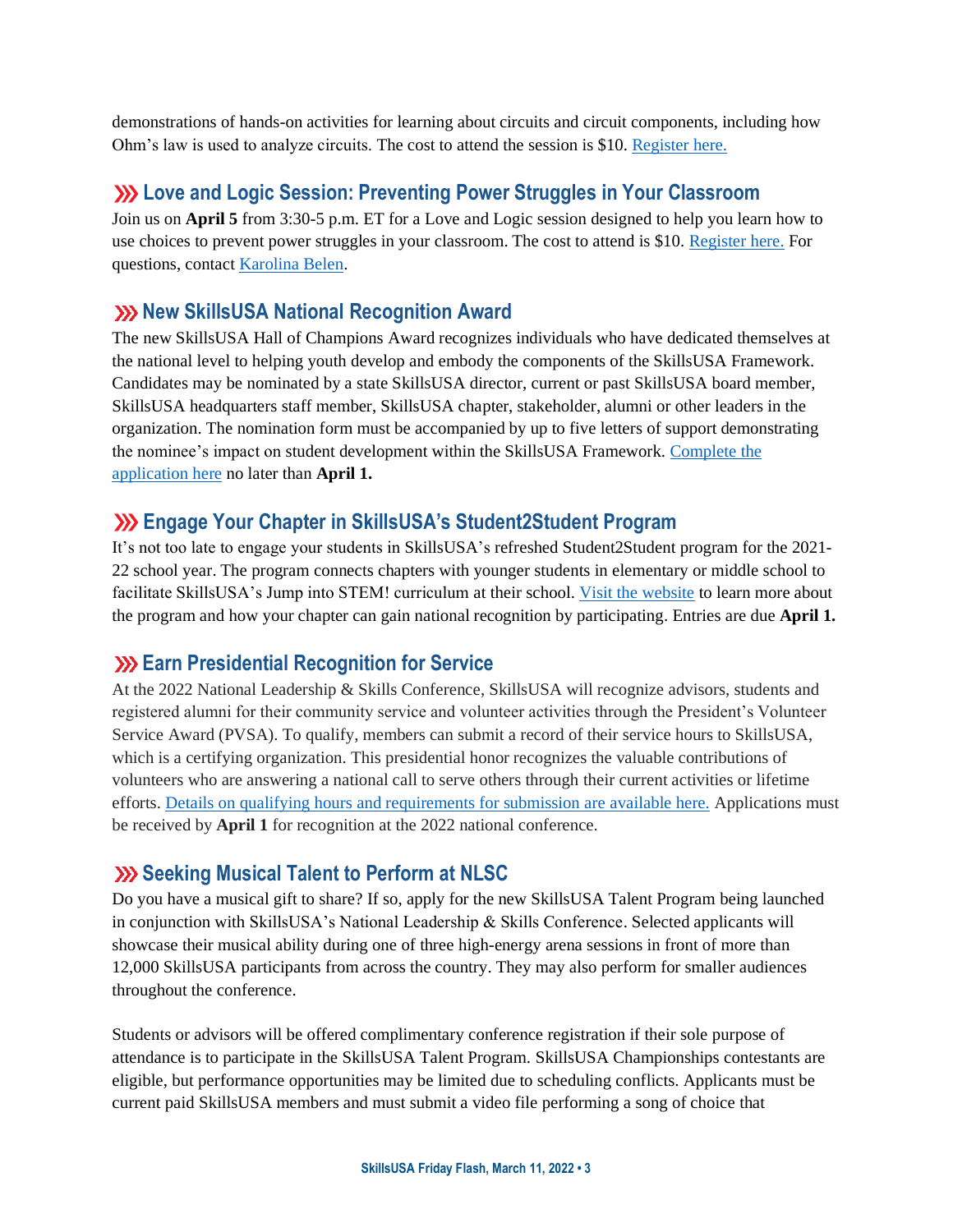demonstrations of hands-on activities for learning about circuits and circuit components, including how Ohm's law is used to analyze circuits. The cost to attend the session is $10. [Register here.]

## ⋙ Love and Logic Session: Preventing Power Struggles in Your Classroom

Join us on **April 5** from 3:30-5 p.m. ET for a Love and Logic session designed to help you learn how to use choices to prevent power struggles in your classroom. The cost to attend is $10. [Register here.] For questions, contact [Karolina Belen].

## ⋙ New SkillsUSA National Recognition Award

The new SkillsUSA Hall of Champions Award recognizes individuals who have dedicated themselves at the national level to helping youth develop and embody the components of the SkillsUSA Framework. Candidates may be nominated by a state SkillsUSA director, current or past SkillsUSA board member, SkillsUSA headquarters staff member, SkillsUSA chapter, stakeholder, alumni or other leaders in the organization. The nomination form must be accompanied by up to five letters of support demonstrating the nominee's impact on student development within the SkillsUSA Framework. [Complete the application here] no later than **April 1.**

## ⋙ Engage Your Chapter in SkillsUSA's Student2Student Program

It's not too late to engage your students in SkillsUSA's refreshed Student2Student program for the 2021-22 school year. The program connects chapters with younger students in elementary or middle school to facilitate SkillsUSA's Jump into STEM! curriculum at their school. [Visit the website] to learn more about the program and how your chapter can gain national recognition by participating. Entries are due **April 1.**

## ⋙ Earn Presidential Recognition for Service

At the 2022 National Leadership & Skills Conference, SkillsUSA will recognize advisors, students and registered alumni for their community service and volunteer activities through the President's Volunteer Service Award (PVSA). To qualify, members can submit a record of their service hours to SkillsUSA, which is a certifying organization. This presidential honor recognizes the valuable contributions of volunteers who are answering a national call to serve others through their current activities or lifetime efforts. [Details on qualifying hours and requirements for submission are available here.] Applications must be received by **April 1** for recognition at the 2022 national conference.

## ⋙ Seeking Musical Talent to Perform at NLSC

Do you have a musical gift to share? If so, apply for the new SkillsUSA Talent Program being launched in conjunction with SkillsUSA's National Leadership & Skills Conference. Selected applicants will showcase their musical ability during one of three high-energy arena sessions in front of more than 12,000 SkillsUSA participants from across the country. They may also perform for smaller audiences throughout the conference.

Students or advisors will be offered complimentary conference registration if their sole purpose of attendance is to participate in the SkillsUSA Talent Program. SkillsUSA Championships contestants are eligible, but performance opportunities may be limited due to scheduling conflicts. Applicants must be current paid SkillsUSA members and must submit a video file performing a song of choice that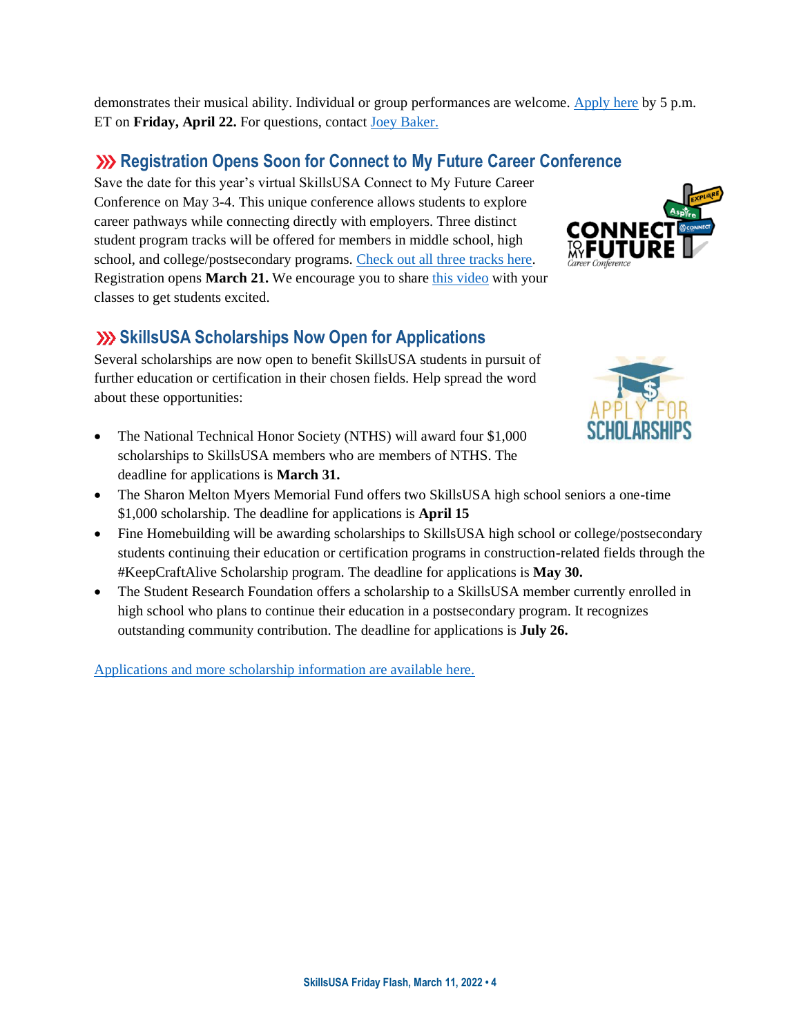demonstrates their musical ability. Individual or group performances are welcome. Apply here by 5 p.m. ET on **Friday, April 22.** For questions, contact Joey Baker.

## Registration Opens Soon for Connect to My Future Career Conference

Save the date for this year's virtual SkillsUSA Connect to My Future Career Conference on May 3-4. This unique conference allows students to explore career pathways while connecting directly with employers. Three distinct student program tracks will be offered for members in middle school, high school, and college/postsecondary programs. Check out all three tracks here. Registration opens **March 21.** We encourage you to share this video with your classes to get students excited.

## SkillsUSA Scholarships Now Open for Applications

Several scholarships are now open to benefit SkillsUSA students in pursuit of further education or certification in their chosen fields. Help spread the word about these opportunities:

- The National Technical Honor Society (NTHS) will award four $1,000 scholarships to SkillsUSA members who are members of NTHS. The deadline for applications is **March 31.**
- The Sharon Melton Myers Memorial Fund offers two SkillsUSA high school seniors a one-time $1,000 scholarship. The deadline for applications is **April 15**
- Fine Homebuilding will be awarding scholarships to SkillsUSA high school or college/postsecondary students continuing their education or certification programs in construction-related fields through the #KeepCraftAlive Scholarship program. The deadline for applications is **May 30.**
- The Student Research Foundation offers a scholarship to a SkillsUSA member currently enrolled in high school who plans to continue their education in a postsecondary program. It recognizes outstanding community contribution. The deadline for applications is **July 26.**

Applications and more scholarship information are available here.